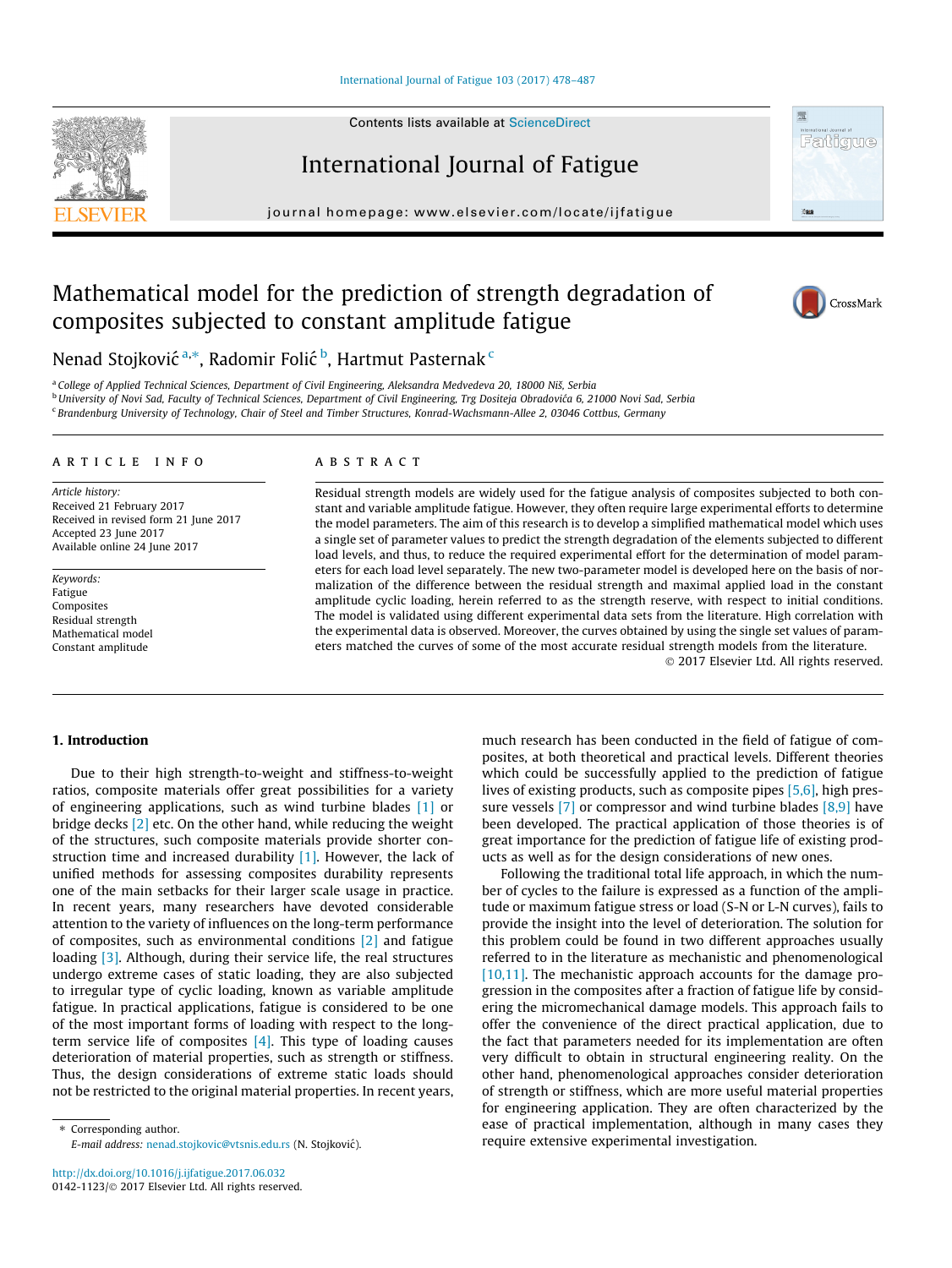# Mathematical model for the prediction of strength degradation of composites subjected to constant amplitude fatigue

Nenad Stojković [a,*], Radomir Folić [b], Hartmut Pasternak [c]

[a] College of Applied Technical Sciences, Department of Civil Engineering, Aleksandra Medvedeva 20, 18000 Niš, Serbia
[b] University of Novi Sad, Faculty of Technical Sciences, Department of Civil Engineering, Trg Dositeja Obradovića 6, 21000 Novi Sad, Serbia
[c] Brandenburg University of Technology, Chair of Steel and Timber Structures, Konrad-Wachsmann-Allee 2, 03046 Cottbus, Germany

## ARTICLE INFO

*Article history:*
Received 21 February 2017
Received in revised form 21 June 2017
Accepted 23 June 2017
Available online 24 June 2017

*Keywords:*
Fatigue
Composites
Residual strength
Mathematical model
Constant amplitude

## ABSTRACT

Residual strength models are widely used for the fatigue analysis of composites subjected to both constant and variable amplitude fatigue. However, they often require large experimental efforts to determine the model parameters. The aim of this research is to develop a simplified mathematical model which uses a single set of parameter values to predict the strength degradation of the elements subjected to different load levels, and thus, to reduce the required experimental effort for the determination of model parameters for each load level separately. The new two-parameter model is developed here on the basis of normalization of the difference between the residual strength and maximal applied load in the constant amplitude cyclic loading, herein referred to as the strength reserve, with respect to initial conditions. The model is validated using different experimental data sets from the literature. High correlation with the experimental data is observed. Moreover, the curves obtained by using the single set values of parameters matched the curves of some of the most accurate residual strength models from the literature.

© 2017 Elsevier Ltd. All rights reserved.

## 1. Introduction

Due to their high strength-to-weight and stiffness-to-weight ratios, composite materials offer great possibilities for a variety of engineering applications, such as wind turbine blades [1] or bridge decks [2] etc. On the other hand, while reducing the weight of the structures, such composite materials provide shorter construction time and increased durability [1]. However, the lack of unified methods for assessing composites durability represents one of the main setbacks for their larger scale usage in practice. In recent years, many researchers have devoted considerable attention to the variety of influences on the long-term performance of composites, such as environmental conditions [2] and fatigue loading [3]. Although, during their service life, the real structures undergo extreme cases of static loading, they are also subjected to irregular type of cyclic loading, known as variable amplitude fatigue. In practical applications, fatigue is considered to be one of the most important forms of loading with respect to the long-term service life of composites [4]. This type of loading causes deterioration of material properties, such as strength or stiffness. Thus, the design considerations of extreme static loads should not be restricted to the original material properties. In recent years, much research has been conducted in the field of fatigue of composites, at both theoretical and practical levels. Different theories which could be successfully applied to the prediction of fatigue lives of existing products, such as composite pipes [5,6], high pressure vessels [7] or compressor and wind turbine blades [8,9] have been developed. The practical application of those theories is of great importance for the prediction of fatigue life of existing products as well as for the design considerations of new ones.

Following the traditional total life approach, in which the number of cycles to the failure is expressed as a function of the amplitude or maximum fatigue stress or load (S-N or L-N curves), fails to provide the insight into the level of deterioration. The solution for this problem could be found in two different approaches usually referred to in the literature as mechanistic and phenomenological [10,11]. The mechanistic approach accounts for the damage progression in the composites after a fraction of fatigue life by considering the micromechanical damage models. This approach fails to offer the convenience of the direct practical application, due to the fact that parameters needed for its implementation are often very difficult to obtain in structural engineering reality. On the other hand, phenomenological approaches consider deterioration of strength or stiffness, which are more useful material properties for engineering application. They are often characterized by the ease of practical implementation, although in many cases they require extensive experimental investigation.

* Corresponding author.
E-mail address: nenad.stojkovic@vtsnis.edu.rs (N. Stojković).

http://dx.doi.org/10.1016/j.ijfatigue.2017.06.032
0142-1123/© 2017 Elsevier Ltd. All rights reserved.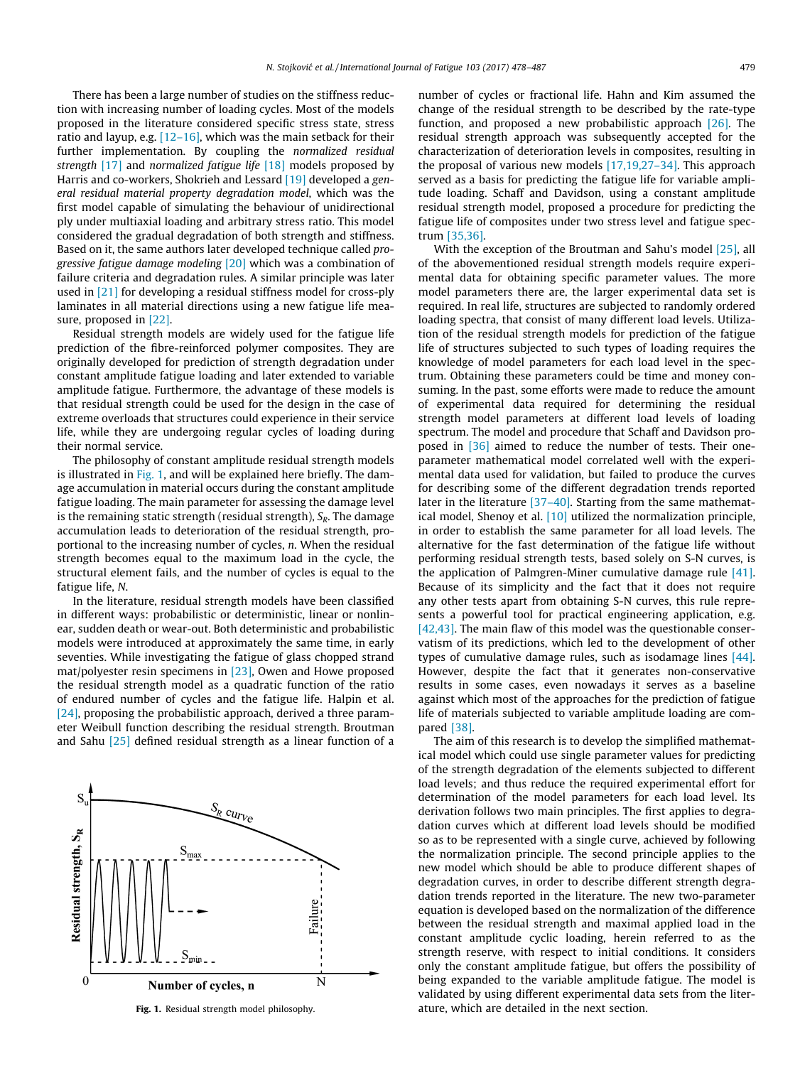There has been a large number of studies on the stiffness reduction with increasing number of loading cycles. Most of the models proposed in the literature considered specific stress state, stress ratio and layup, e.g. [12–16], which was the main setback for their further implementation. By coupling the *normalized residual strength* [17] and *normalized fatigue life* [18] models proposed by Harris and co-workers, Shokrieh and Lessard [19] developed a *general residual material property degradation model*, which was the first model capable of simulating the behaviour of unidirectional ply under multiaxial loading and arbitrary stress ratio. This model considered the gradual degradation of both strength and stiffness. Based on it, the same authors later developed technique called *progressive fatigue damage modeling* [20] which was a combination of failure criteria and degradation rules. A similar principle was later used in [21] for developing a residual stiffness model for cross-ply laminates in all material directions using a new fatigue life measure, proposed in [22].

Residual strength models are widely used for the fatigue life prediction of the fibre-reinforced polymer composites. They are originally developed for prediction of strength degradation under constant amplitude fatigue loading and later extended to variable amplitude fatigue. Furthermore, the advantage of these models is that residual strength could be used for the design in the case of extreme overloads that structures could experience in their service life, while they are undergoing regular cycles of loading during their normal service.

The philosophy of constant amplitude residual strength models is illustrated in Fig. 1, and will be explained here briefly. The damage accumulation in material occurs during the constant amplitude fatigue loading. The main parameter for assessing the damage level is the remaining static strength (residual strength), $S_R$. The damage accumulation leads to deterioration of the residual strength, proportional to the increasing number of cycles, $n$. When the residual strength becomes equal to the maximum load in the cycle, the structural element fails, and the number of cycles is equal to the fatigue life, $N$.

In the literature, residual strength models have been classified in different ways: probabilistic or deterministic, linear or nonlinear, sudden death or wear-out. Both deterministic and probabilistic models were introduced at approximately the same time, in early seventies. While investigating the fatigue of glass chopped strand mat/polyester resin specimens in [23], Owen and Howe proposed the residual strength model as a quadratic function of the ratio of endured number of cycles and the fatigue life. Halpin et al. [24], proposing the probabilistic approach, derived a three parameter Weibull function describing the residual strength. Broutman and Sahu [25] defined residual strength as a linear function of a number of cycles or fractional life. Hahn and Kim assumed the change of the residual strength to be described by the rate-type function, and proposed a new probabilistic approach [26]. The residual strength approach was subsequently accepted for the characterization of deterioration levels in composites, resulting in the proposal of various new models [17,19,27–34]. This approach served as a basis for predicting the fatigue life for variable amplitude loading. Schaff and Davidson, using a constant amplitude residual strength model, proposed a procedure for predicting the fatigue life of composites under two stress level and fatigue spectrum [35,36].

Fig. 1. Residual strength model philosophy.

With the exception of the Broutman and Sahu's model [25], all of the abovementioned residual strength models require experimental data for obtaining specific parameter values. The more model parameters there are, the larger experimental data set is required. In real life, structures are subjected to randomly ordered loading spectra, that consist of many different load levels. Utilization of the residual strength models for prediction of the fatigue life of structures subjected to such types of loading requires the knowledge of model parameters for each load level in the spectrum. Obtaining these parameters could be time and money consuming. In the past, some efforts were made to reduce the amount of experimental data required for determining the residual strength model parameters at different load levels of loading spectrum. The model and procedure that Schaff and Davidson proposed in [36] aimed to reduce the number of tests. Their one-parameter mathematical model correlated well with the experimental data used for validation, but failed to produce the curves for describing some of the different degradation trends reported later in the literature [37–40]. Starting from the same mathematical model, Shenoy et al. [10] utilized the normalization principle, in order to establish the same parameter for all load levels. The alternative for the fast determination of the fatigue life without performing residual strength tests, based solely on S-N curves, is the application of Palmgren-Miner cumulative damage rule [41]. Because of its simplicity and the fact that it does not require any other tests apart from obtaining S-N curves, this rule represents a powerful tool for practical engineering application, e.g. [42,43]. The main flaw of this model was the questionable conservatism of its predictions, which led to the development of other types of cumulative damage rules, such as isodamage lines [44]. However, despite the fact that it generates non-conservative results in some cases, even nowadays it serves as a baseline against which most of the approaches for the prediction of fatigue life of materials subjected to variable amplitude loading are compared [38].

The aim of this research is to develop the simplified mathematical model which could use single parameter values for predicting of the strength degradation of the elements subjected to different load levels; and thus reduce the required experimental effort for determination of the model parameters for each load level. Its derivation follows two main principles. The first applies to degradation curves which at different load levels should be modified so as to be represented with a single curve, achieved by following the normalization principle. The second principle applies to the new model which should be able to produce different shapes of degradation curves, in order to describe different strength degradation trends reported in the literature. The new two-parameter equation is developed based on the normalization of the difference between the residual strength and maximal applied load in the constant amplitude cyclic loading, herein referred to as the strength reserve, with respect to initial conditions. It considers only the constant amplitude fatigue, but offers the possibility of being expanded to the variable amplitude fatigue. The model is validated by using different experimental data sets from the literature, which are detailed in the next section.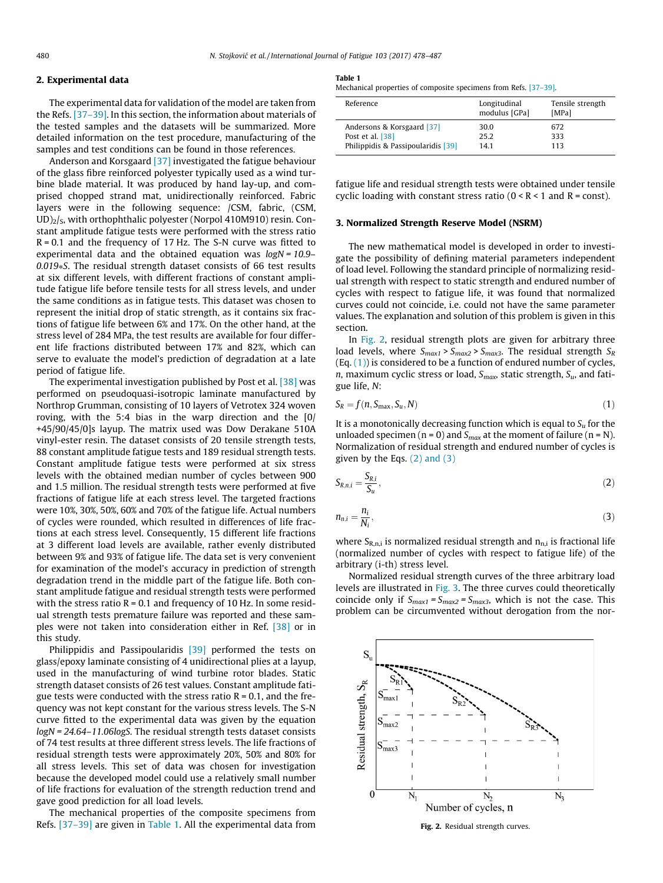## 2. Experimental data

The experimental data for validation of the model are taken from the Refs. [37–39]. In this section, the information about materials of the tested samples and the datasets will be summarized. More detailed information on the test procedure, manufacturing of the samples and test conditions can be found in those references.

Anderson and Korsgaard [37] investigated the fatigue behaviour of the glass fibre reinforced polyester typically used as a wind turbine blade material. It was produced by hand lay-up, and comprised chopped strand mat, unidirectionally reinforced. Fabric layers were in the following sequence: /CSM, fabric, $(CSM, UD)_2/_S$, with orthophthalic polyester (Norpol 410M910) resin. Constant amplitude fatigue tests were performed with the stress ratio R = 0.1 and the frequency of 17 Hz. The S-N curve was fitted to experimental data and the obtained equation was $\log N = 10.9 - 0.019 * S$. The residual strength dataset consists of 66 test results at six different levels, with different fractions of constant amplitude fatigue life before tensile tests for all stress levels, and under the same conditions as in fatigue tests. This dataset was chosen to represent the initial drop of static strength, as it contains six fractions of fatigue life between 6% and 17%. On the other hand, at the stress level of 284 MPa, the test results are available for four different life fractions distributed between 17% and 82%, which can serve to evaluate the model's prediction of degradation at a late period of fatigue life.

The experimental investigation published by Post et al. [38] was performed on pseudoquasi-isotropic laminate manufactured by Northrop Grumman, consisting of 10 layers of Vetrotex 324 woven roving, with the 5:4 bias in the warp direction and the [0/ +45/90/45/0]s layup. The matrix used was Dow Derakane 510A vinyl-ester resin. The dataset consists of 20 tensile strength tests, 88 constant amplitude fatigue tests and 189 residual strength tests. Constant amplitude fatigue tests were performed at six stress levels with the obtained median number of cycles between 900 and 1.5 million. The residual strength tests were performed at five fractions of fatigue life at each stress level. The targeted fractions were 10%, 30%, 50%, 60% and 70% of the fatigue life. Actual numbers of cycles were rounded, which resulted in differences of life fractions at each stress level. Consequently, 15 different life fractions at 3 different load levels are available, rather evenly distributed between 9% and 93% of fatigue life. The data set is very convenient for examination of the model's accuracy in prediction of strength degradation trend in the middle part of the fatigue life. Both constant amplitude fatigue and residual strength tests were performed with the stress ratio R = 0.1 and frequency of 10 Hz. In some residual strength tests premature failure was reported and these samples were not taken into consideration either in [38] or in this study.

Philippidis and Passipoularidis [39] performed the tests on glass/epoxy laminate consisting of 4 unidirectional plies at a layup, used in the manufacturing of wind turbine rotor blades. Static strength dataset consists of 26 test values. Constant amplitude fatigue tests were conducted with the stress ratio R = 0.1, and the frequency was not kept constant for the various stress levels. The S-N curve fitted to the experimental data was given by the equation $\log N = 24.64 - 11.06 \log S$. The residual strength tests dataset consists of 74 test results at three different stress levels. The life fractions of residual strength tests were approximately 20%, 50% and 80% for all stress levels. This set of data was chosen for investigation because the developed model could use a relatively small number of life fractions for evaluation of the strength reduction trend and gave good prediction for all load levels.

The mechanical properties of the composite specimens from Refs. [37–39] are given in Table 1. All the experimental data from fatigue life and residual strength tests were obtained under tensile cyclic loading with constant stress ratio (0 < R < 1 and R = const).

**Table 1**
Mechanical properties of composite specimens from Refs. [37–39].

| Reference | Longitudinal modulus [GPa] | Tensile strength [MPa] |
|---|---|---|
| Andersons & Korsgaard [37] | 30.0 | 672 |
| Post et al. [38] | 25.2 | 333 |
| Philippidis & Passipoularidis [39] | 14.1 | 113 |

## 3. Normalized Strength Reserve Model (NSRM)

The new mathematical model is developed in order to investigate the possibility of defining material parameters independent of load level. Following the standard principle of normalizing residual strength with respect to static strength and endured number of cycles with respect to fatigue life, it was found that normalized curves could not coincide, i.e. could not have the same parameter values. The explanation and solution of this problem is given in this section.

In Fig. 2, residual strength plots are given for arbitrary three load levels, where $S_{max1} > S_{max2} > S_{max3}$. The residual strength $S_R$ (Eq. (1)) is considered to be a function of endured number of cycles, $n$, maximum cyclic stress or load, $S_{max}$, static strength, $S_u$, and fatigue life, $N$:

$$S_R = f(n, S_{max}, S_u, N) \tag{1}$$

It is a monotonically decreasing function which is equal to $S_u$ for the unloaded specimen (n = 0) and $S_{max}$ at the moment of failure (n = N). Normalization of residual strength and endured number of cycles is given by the Eqs. (2) and (3)

$$S_{R,n,i} = \frac{S_{R,i}}{S_u}, \tag{2}$$

$$n_{n,i} = \frac{n_i}{N_i}, \tag{3}$$

where $S_{R,n,i}$ is normalized residual strength and $n_{n,i}$ is fractional life (normalized number of cycles with respect to fatigue life) of the arbitrary (i-th) stress level.

Normalized residual strength curves of the three arbitrary load levels are illustrated in Fig. 3. The three curves could theoretically coincide only if $S_{max1} = S_{max2} = S_{max3}$, which is not the case. This problem can be circumvented without derogation from the nor-

**Fig. 2.** Residual strength curves.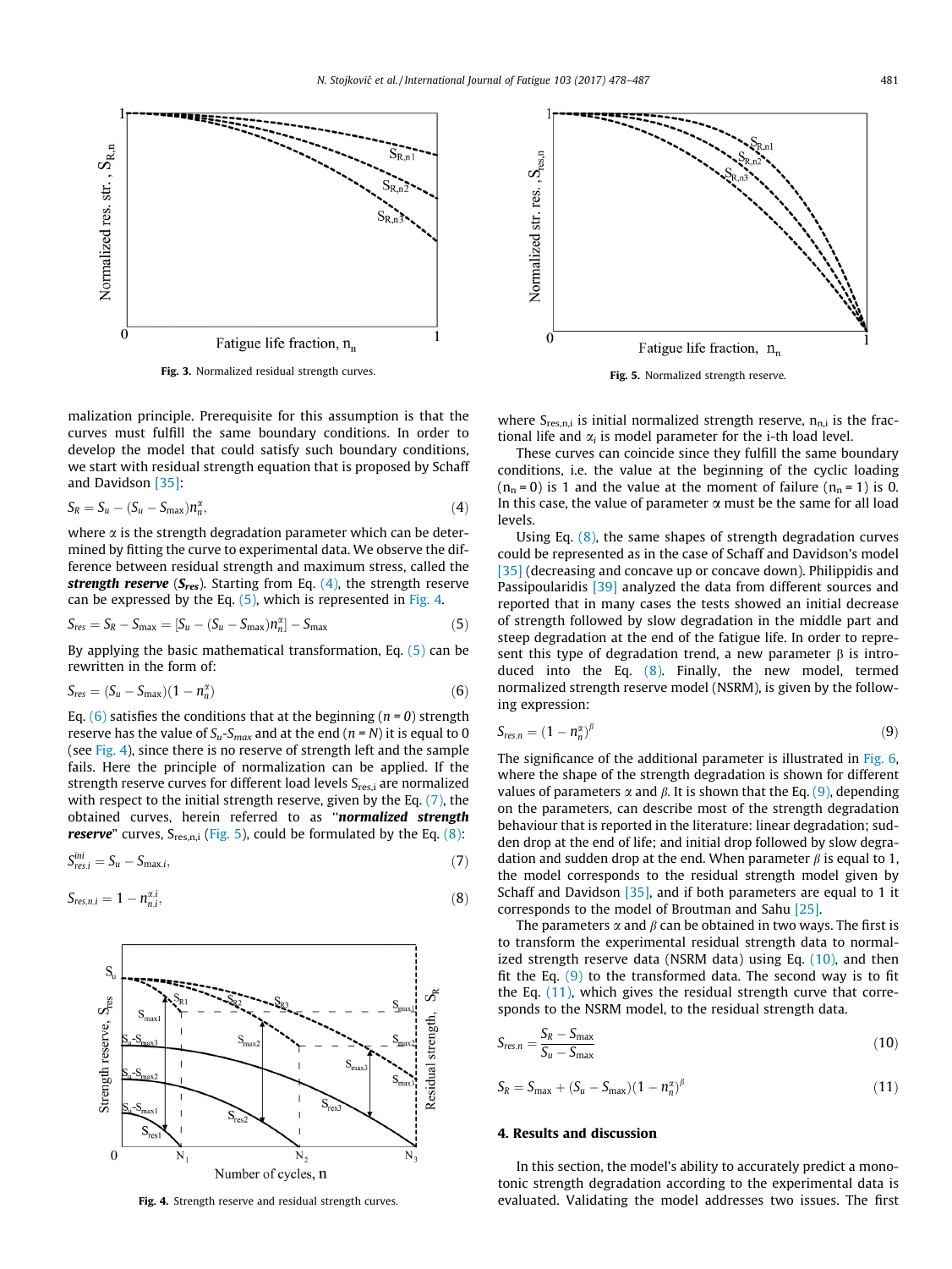Fig. 3. Normalized residual strength curves.

Fig. 5. Normalized strength reserve.

malization principle. Prerequisite for this assumption is that the curves must fulfill the same boundary conditions. In order to develop the model that could satisfy such boundary conditions, we start with residual strength equation that is proposed by Schaff and Davidson [35]:

$$S_R = S_u - (S_u - S_{\max})n_n^{\alpha}, \tag{4}$$

where α is the strength degradation parameter which can be determined by fitting the curve to experimental data. We observe the difference between residual strength and maximum stress, called the ***strength reserve*** (***$S_{res}$***). Starting from Eq. (4), the strength reserve can be expressed by the Eq. (5), which is represented in Fig. 4.

$$S_{res} = S_R - S_{\max} = [S_u - (S_u - S_{\max})n_n^{\alpha}] - S_{\max} \tag{5}$$

By applying the basic mathematical transformation, Eq. (5) can be rewritten in the form of:

$$S_{res} = (S_u - S_{\max})(1 - n_n^{\alpha}) \tag{6}$$

Eq. (6) satisfies the conditions that at the beginning ($n = 0$) strength reserve has the value of $S_u$-$S_{max}$ and at the end ($n = N$) it is equal to 0 (see Fig. 4), since there is no reserve of strength left and the sample fails. Here the principle of normalization can be applied. If the strength reserve curves for different load levels $S_{res,i}$ are normalized with respect to the initial strength reserve, given by the Eq. (7), the obtained curves, herein referred to as "***normalized strength reserve***" curves, $S_{res,n,i}$ (Fig. 5), could be formulated by the Eq. (8):

$$S_{res,i}^{ini} = S_u - S_{\max,i}, \tag{7}$$

$$S_{res,n,i} = 1 - n_{n,i}^{\alpha_i}, \tag{8}$$

Fig. 4. Strength reserve and residual strength curves.

where $S_{res,n,i}$ is initial normalized strength reserve, $n_{n,i}$ is the fractional life and $\alpha_i$ is model parameter for the i-th load level.

These curves can coincide since they fulfill the same boundary conditions, i.e. the value at the beginning of the cyclic loading ($n_n = 0$) is 1 and the value at the moment of failure ($n_n = 1$) is 0. In this case, the value of parameter α must be the same for all load levels.

Using Eq. (8), the same shapes of strength degradation curves could be represented as in the case of Schaff and Davidson's model [35] (decreasing and concave up or concave down). Philippidis and Passipoularidis [39] analyzed the data from different sources and reported that in many cases the tests showed an initial decrease of strength followed by slow degradation in the middle part and steep degradation at the end of the fatigue life. In order to represent this type of degradation trend, a new parameter β is introduced into the Eq. (8). Finally, the new model, termed normalized strength reserve model (NSRM), is given by the following expression:

$$S_{res,n} = (1 - n_n^{\alpha})^{\beta} \tag{9}$$

The significance of the additional parameter is illustrated in Fig. 6, where the shape of the strength degradation is shown for different values of parameters α and β. It is shown that the Eq. (9), depending on the parameters, can describe most of the strength degradation behaviour that is reported in the literature: linear degradation; sudden drop at the end of life; and initial drop followed by slow degradation and sudden drop at the end. When parameter β is equal to 1, the model corresponds to the residual strength model given by Schaff and Davidson [35], and if both parameters are equal to 1 it corresponds to the model of Broutman and Sahu [25].

The parameters α and β can be obtained in two ways. The first is to transform the experimental residual strength data to normalized strength reserve data (NSRM data) using Eq. (10), and then fit the Eq. (9) to the transformed data. The second way is to fit the Eq. (11), which gives the residual strength curve that corresponds to the NSRM model, to the residual strength data.

$$S_{res,n} = \frac{S_R - S_{\max}}{S_u - S_{\max}} \tag{10}$$

$$S_R = S_{\max} + (S_u - S_{\max})(1 - n_n^{\alpha})^{\beta} \tag{11}$$

## 4. Results and discussion

In this section, the model's ability to accurately predict a monotonic strength degradation according to the experimental data is evaluated. Validating the model addresses two issues. The first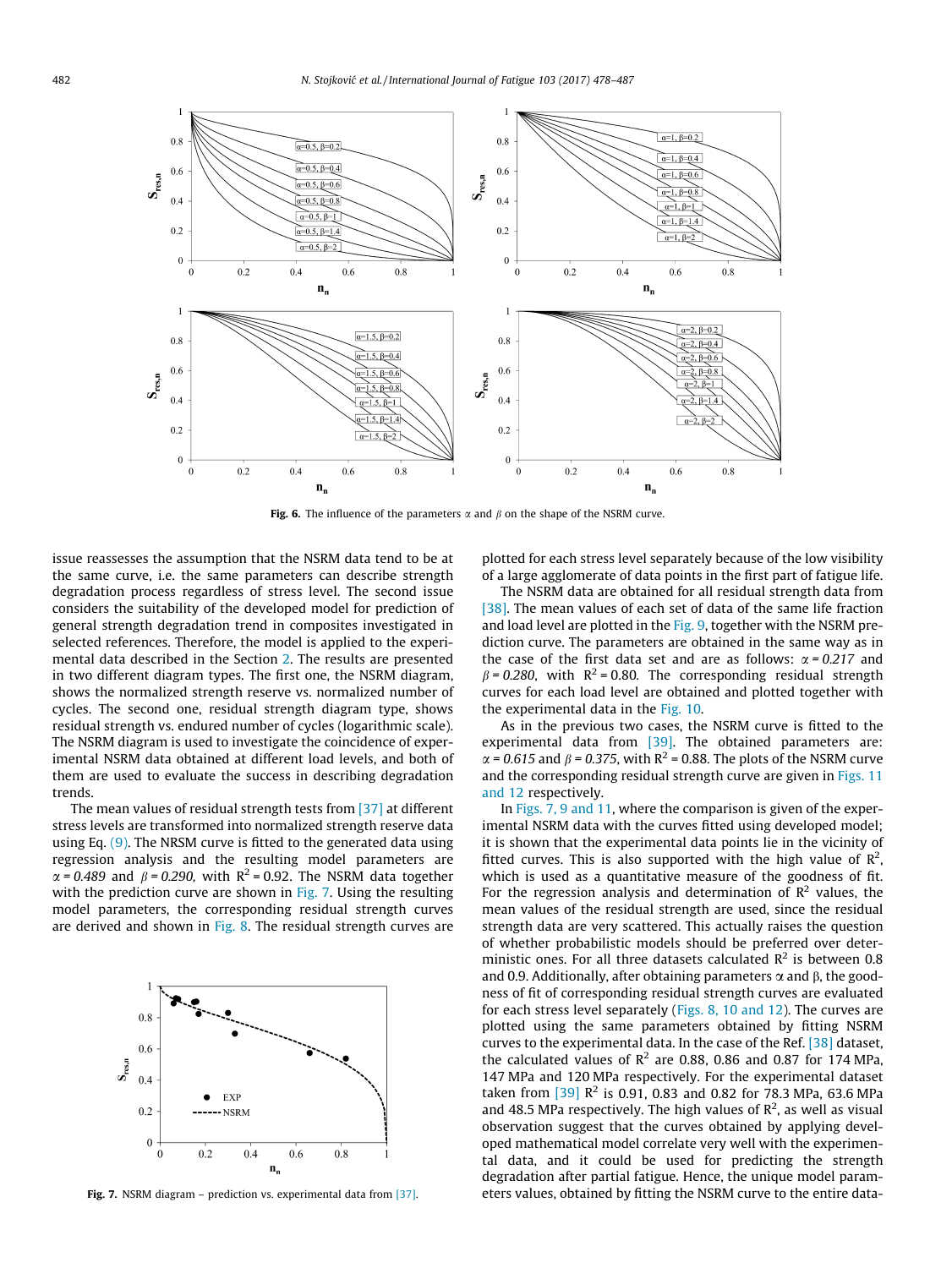Fig. 6. The influence of the parameters $\alpha$ and $\beta$ on the shape of the NSRM curve.

issue reassesses the assumption that the NSRM data tend to be at the same curve, i.e. the same parameters can describe strength degradation process regardless of stress level. The second issue considers the suitability of the developed model for prediction of general strength degradation trend in composites investigated in selected references. Therefore, the model is applied to the experimental data described in the Section 2. The results are presented in two different diagram types. The first one, the NSRM diagram, shows the normalized strength reserve vs. normalized number of cycles. The second one, residual strength diagram type, shows residual strength vs. endured number of cycles (logarithmic scale). The NSRM diagram is used to investigate the coincidence of experimental NSRM data obtained at different load levels, and both of them are used to evaluate the success in describing degradation trends.

The mean values of residual strength tests from [37] at different stress levels are transformed into normalized strength reserve data using Eq. (9). The NRSM curve is fitted to the generated data using regression analysis and the resulting model parameters are $\alpha = 0.489$ and $\beta = 0.290$, with $R^2 = 0.92$. The NSRM data together with the prediction curve are shown in Fig. 7. Using the resulting model parameters, the corresponding residual strength curves are derived and shown in Fig. 8. The residual strength curves are plotted for each stress level separately because of the low visibility of a large agglomerate of data points in the first part of fatigue life.

Fig. 7. NSRM diagram – prediction vs. experimental data from [37].

The NSRM data are obtained for all residual strength data from [38]. The mean values of each set of data of the same life fraction and load level are plotted in the Fig. 9, together with the NSRM prediction curve. The parameters are obtained in the same way as in the case of the first data set and are as follows: $\alpha = 0.217$ and $\beta = 0.280$, with $R^2 = 0.80$. The corresponding residual strength curves for each load level are obtained and plotted together with the experimental data in the Fig. 10.

As in the previous two cases, the NSRM curve is fitted to the experimental data from [39]. The obtained parameters are: $\alpha = 0.615$ and $\beta = 0.375$, with $R^2 = 0.88$. The plots of the NSRM curve and the corresponding residual strength curve are given in Figs. 11 and 12 respectively.

In Figs. 7, 9 and 11, where the comparison is given of the experimental NSRM data with the curves fitted using developed model; it is shown that the experimental data points lie in the vicinity of fitted curves. This is also supported with the high value of $R^2$, which is used as a quantitative measure of the goodness of fit. For the regression analysis and determination of $R^2$ values, the mean values of the residual strength are used, since the residual strength data are very scattered. This actually raises the question of whether probabilistic models should be preferred over deterministic ones. For all three datasets calculated $R^2$ is between 0.8 and 0.9. Additionally, after obtaining parameters $\alpha$ and $\beta$, the goodness of fit of corresponding residual strength curves are evaluated for each stress level separately (Figs. 8, 10 and 12). The curves are plotted using the same parameters obtained by fitting NSRM curves to the experimental data. In the case of the Ref. [38] dataset, the calculated values of $R^2$ are 0.88, 0.86 and 0.87 for 174 MPa, 147 MPa and 120 MPa respectively. For the experimental dataset taken from [39] $R^2$ is 0.91, 0.83 and 0.82 for 78.3 MPa, 63.6 MPa and 48.5 MPa respectively. The high values of $R^2$, as well as visual observation suggest that the curves obtained by applying developed mathematical model correlate very well with the experimental data, and it could be used for predicting the strength degradation after partial fatigue. Hence, the unique model parameters values, obtained by fitting the NSRM curve to the entire data-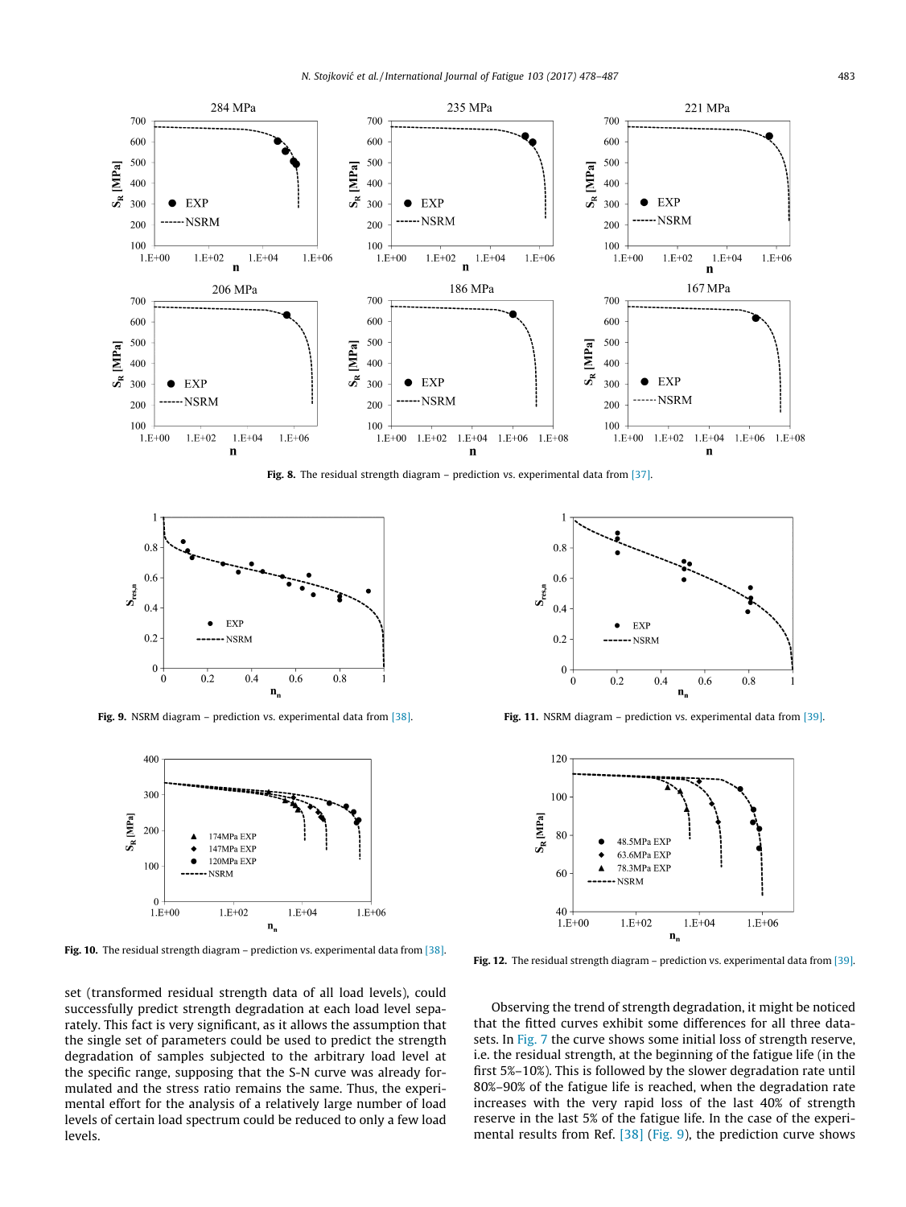Fig. 8. The residual strength diagram – prediction vs. experimental data from [37].

Fig. 9. NSRM diagram – prediction vs. experimental data from [38].

Fig. 11. NSRM diagram – prediction vs. experimental data from [39].

Fig. 10. The residual strength diagram – prediction vs. experimental data from [38].

Fig. 12. The residual strength diagram – prediction vs. experimental data from [39].

set (transformed residual strength data of all load levels), could successfully predict strength degradation at each load level separately. This fact is very significant, as it allows the assumption that the single set of parameters could be used to predict the strength degradation of samples subjected to the arbitrary load level at the specific range, supposing that the S-N curve was already formulated and the stress ratio remains the same. Thus, the experimental effort for the analysis of a relatively large number of load levels of certain load spectrum could be reduced to only a few load levels.

Observing the trend of strength degradation, it might be noticed that the fitted curves exhibit some differences for all three datasets. In Fig. 7 the curve shows some initial loss of strength reserve, i.e. the residual strength, at the beginning of the fatigue life (in the first 5%–10%). This is followed by the slower degradation rate until 80%–90% of the fatigue life is reached, when the degradation rate increases with the very rapid loss of the last 40% of strength reserve in the last 5% of the fatigue life. In the case of the experimental results from Ref. [38] (Fig. 9), the prediction curve shows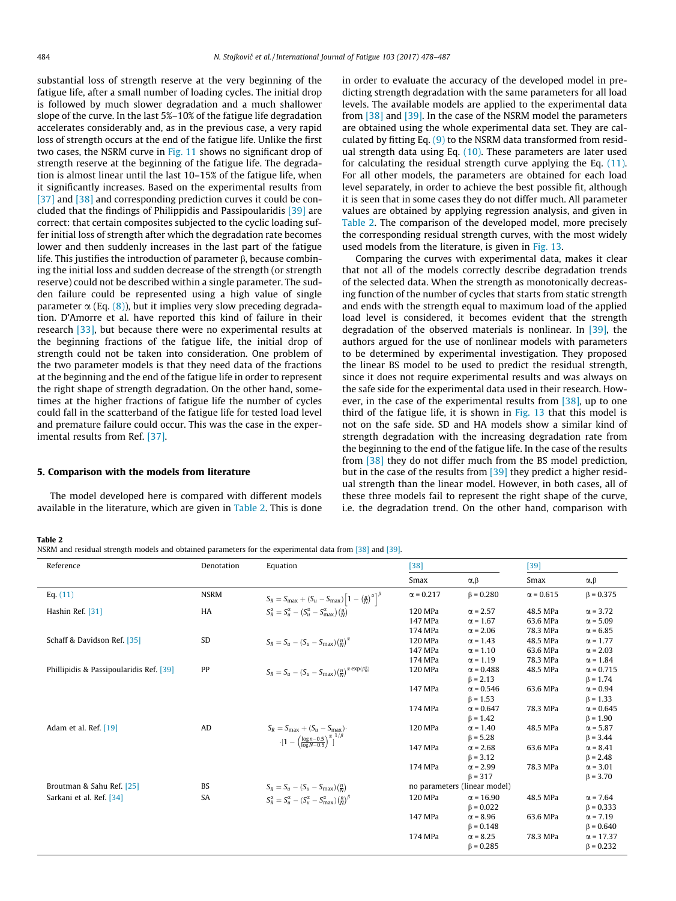substantial loss of strength reserve at the very beginning of the fatigue life, after a small number of loading cycles. The initial drop is followed by much slower degradation and a much shallower slope of the curve. In the last 5%–10% of the fatigue life degradation accelerates considerably and, as in the previous case, a very rapid loss of strength occurs at the end of the fatigue life. Unlike the first two cases, the NSRM curve in Fig. 11 shows no significant drop of strength reserve at the beginning of the fatigue life. The degradation is almost linear until the last 10–15% of the fatigue life, when it significantly increases. Based on the experimental results from [37] and [38] and corresponding prediction curves it could be concluded that the findings of Philippidis and Passipoularidis [39] are correct: that certain composites subjected to the cyclic loading suffer initial loss of strength after which the degradation rate becomes lower and then suddenly increases in the last part of the fatigue life. This justifies the introduction of parameter β, because combining the initial loss and sudden decrease of the strength (or strength reserve) could not be described within a single parameter. The sudden failure could be represented using a high value of single parameter α (Eq. (8)), but it implies very slow preceding degradation. D'Amorre et al. have reported this kind of failure in their research [33], but because there were no experimental results at the beginning fractions of the fatigue life, the initial drop of strength could not be taken into consideration. One problem of the two parameter models is that they need data of the fractions at the beginning and the end of the fatigue life in order to represent the right shape of strength degradation. On the other hand, sometimes at the higher fractions of fatigue life the number of cycles could fall in the scatterband of the fatigue life for tested load level and premature failure could occur. This was the case in the experimental results from Ref. [37].

## 5. Comparison with the models from literature

The model developed here is compared with different models available in the literature, which are given in Table 2. This is done in order to evaluate the accuracy of the developed model in predicting strength degradation with the same parameters for all load levels. The available models are applied to the experimental data from [38] and [39]. In the case of the NSRM model the parameters are obtained using the whole experimental data set. They are calculated by fitting Eq. (9) to the NSRM data transformed from residual strength data using Eq. (10). These parameters are later used for calculating the residual strength curve applying the Eq. (11). For all other models, the parameters are obtained for each load level separately, in order to achieve the best possible fit, although it is seen that in some cases they do not differ much. All parameter values are obtained by applying regression analysis, and given in Table 2. The comparison of the developed model, more precisely the corresponding residual strength curves, with the most widely used models from the literature, is given in Fig. 13.

Comparing the curves with experimental data, makes it clear that not all of the models correctly describe degradation trends of the selected data. When the strength as monotonically decreasing function of the number of cycles that starts from static strength and ends with the strength equal to maximum load of the applied load level is considered, it becomes evident that the strength degradation of the observed materials is nonlinear. In [39], the authors argued for the use of nonlinear models with parameters to be determined by experimental investigation. They proposed the linear BS model to be used to predict the residual strength, since it does not require experimental results and was always on the safe side for the experimental data used in their research. However, in the case of the experimental results from [38], up to one third of the fatigue life, it is shown in Fig. 13 that this model is not on the safe side. SD and HA models show a similar kind of strength degradation with the increasing degradation rate from the beginning to the end of the fatigue life. In the case of the results from [38] they do not differ much from the BS model prediction, but in the case of the results from [39] they predict a higher residual strength than the linear model. However, in both cases, all of these three models fail to represent the right shape of the curve, i.e. the degradation trend. On the other hand, comparison with

**Table 2**
NSRM and residual strength models and obtained parameters for the experimental data from [38] and [39].

| Reference | Denotation | Equation | [38] | | [39] | |
|---|---|---|---|---|---|---|
| | | | Smax | α,β | Smax | α,β |
| Eq. (11) | NSRM | $S_R = S_{max} + (S_u - S_{max})\left[1-\left(\frac{n}{N}\right)^{\alpha}\right]^{\beta}$ | α = 0.217 | β = 0.280 | α = 0.615 | β = 0.375 |
| Hashin Ref. [31] | HA | $S_R^{\alpha} = S_u^{\alpha} - (S_u^{\alpha} - S_{max}^{\alpha})\left(\frac{n}{N}\right)$ | 120 MPa | α = 2.57 | 48.5 MPa | α = 3.72 |
| | | | 147 MPa | α = 1.67 | 63.6 MPa | α = 5.09 |
| | | | 174 MPa | α = 2.06 | 78.3 MPa | α = 6.85 |
| Schaff & Davidson Ref. [35] | SD | $S_R = S_u - (S_u - S_{max})\left(\frac{n}{N}\right)^{\alpha}$ | 120 MPa | α = 1.43 | 48.5 MPa | α = 1.77 |
| | | | 147 MPa | α = 1.10 | 63.6 MPa | α = 2.03 |
| | | | 174 MPa | α = 1.19 | 78.3 MPa | α = 1.84 |
| Phillipidis & Passipoularidis Ref. [39] | PP | $S_R = S_u - (S_u - S_{max})\left(\frac{n}{N}\right)^{\alpha \exp(\beta \frac{n}{N})}$ | 120 MPa | α = 0.488, β = 2.13 | 48.5 MPa | α = 0.715, β = 1.74 |
| | | | 147 MPa | α = 0.546, β = 1.53 | 63.6 MPa | α = 0.94, β = 1.33 |
| | | | 174 MPa | α = 0.647, β = 1.42 | 78.3 MPa | α = 0.645, β = 1.90 |
| Adam et al. Ref. [19] | AD | $S_R = S_{max} + (S_u - S_{max})\cdot\left[1-\left(\frac{\log n - 0.5}{\log N - 0.5}\right)^{\alpha}\right]^{1/\beta}$ | 120 MPa | α = 1.40, β = 5.28 | 48.5 MPa | α = 5.87, β = 3.44 |
| | | | 147 MPa | α = 2.68, β = 3.12 | 63.6 MPa | α = 8.41, β = 2.48 |
| | | | 174 MPa | α = 2.99, β = 317 | 78.3 MPa | α = 3.01, β = 3.70 |
| Broutman & Sahu Ref. [25] | BS | $S_R = S_u - (S_u - S_{max})\left(\frac{n}{N}\right)$ | no parameters (linear model) | | | |
| Sarkani et al. Ref. [34] | SA | $S_R^{\alpha} = S_u^{\alpha} - (S_u^{\alpha} - S_{max}^{\alpha})\left(\frac{n}{N}\right)^{\beta}$ | 120 MPa | α = 16.90, β = 0.022 | 48.5 MPa | α = 7.64, β = 0.333 |
| | | | 147 MPa | α = 8.96, β = 0.148 | 63.6 MPa | α = 7.19, β = 0.640 |
| | | | 174 MPa | α = 8.25, β = 0.285 | 78.3 MPa | α = 17.37, β = 0.232 |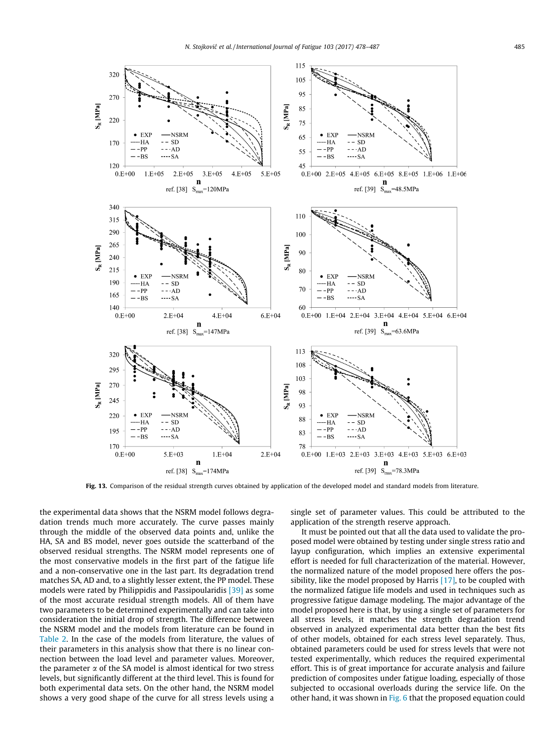**Fig. 13.** Comparison of the residual strength curves obtained by application of the developed model and standard models from literature.

the experimental data shows that the NSRM model follows degradation trends much more accurately. The curve passes mainly through the middle of the observed data points and, unlike the HA, SA and BS model, never goes outside the scatterband of the observed residual strengths. The NSRM model represents one of the most conservative models in the first part of the fatigue life and a non-conservative one in the last part. Its degradation trend matches SA, AD and, to a slightly lesser extent, the PP model. These models were rated by Philippidis and Passipoularidis [39] as some of the most accurate residual strength models. All of them have two parameters to be determined experimentally and can take into consideration the initial drop of strength. The difference between the NSRM model and the models from literature can be found in Table 2. In the case of the models from literature, the values of their parameters in this analysis show that there is no linear connection between the load level and parameter values. Moreover, the parameter $\alpha$ of the SA model is almost identical for two stress levels, but significantly different at the third level. This is found for both experimental data sets. On the other hand, the NSRM model shows a very good shape of the curve for all stress levels using a single set of parameter values. This could be attributed to the application of the strength reserve approach.

It must be pointed out that all the data used to validate the proposed model were obtained by testing under single stress ratio and layup configuration, which implies an extensive experimental effort is needed for full characterization of the material. However, the normalized nature of the model proposed here offers the possibility, like the model proposed by Harris [17], to be coupled with the normalized fatigue life models and used in techniques such as progressive fatigue damage modeling. The major advantage of the model proposed here is that, by using a single set of parameters for all stress levels, it matches the strength degradation trend observed in analyzed experimental data better than the best fits of other models, obtained for each stress level separately. Thus, obtained parameters could be used for stress levels that were not tested experimentally, which reduces the required experimental effort. This is of great importance for accurate analysis and failure prediction of composites under fatigue loading, especially of those subjected to occasional overloads during the service life. On the other hand, it was shown in Fig. 6 that the proposed equation could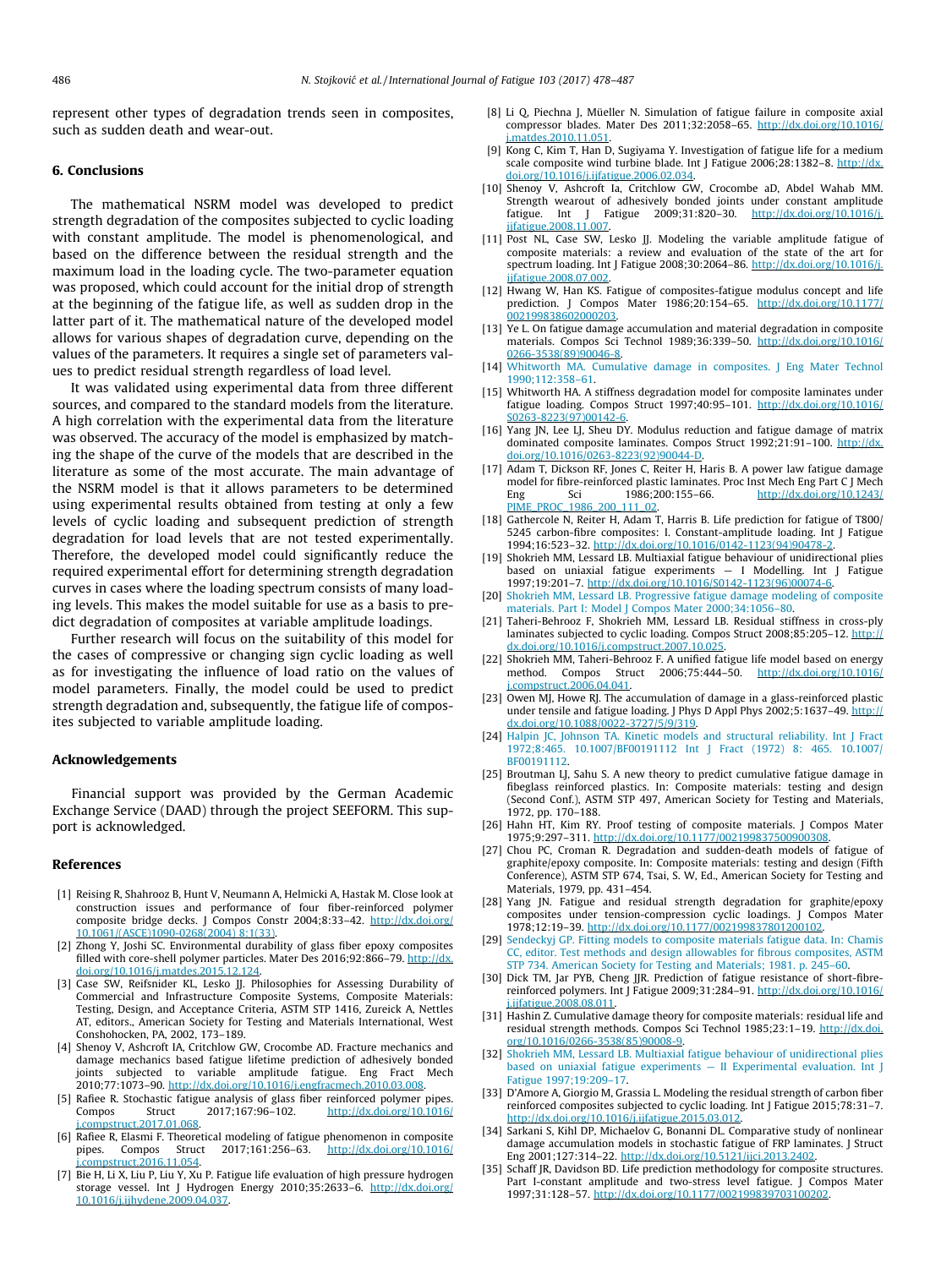represent other types of degradation trends seen in composites, such as sudden death and wear-out.

## 6. Conclusions

The mathematical NSRM model was developed to predict strength degradation of the composites subjected to cyclic loading with constant amplitude. The model is phenomenological, and based on the difference between the residual strength and the maximum load in the loading cycle. The two-parameter equation was proposed, which could account for the initial drop of strength at the beginning of the fatigue life, as well as sudden drop in the latter part of it. The mathematical nature of the developed model allows for various shapes of degradation curve, depending on the values of the parameters. It requires a single set of parameters values to predict residual strength regardless of load level.

It was validated using experimental data from three different sources, and compared to the standard models from the literature. A high correlation with the experimental data from the literature was observed. The accuracy of the model is emphasized by matching the shape of the curve of the models that are described in the literature as some of the most accurate. The main advantage of the NSRM model is that it allows parameters to be determined using experimental results obtained from testing at only a few levels of cyclic loading and subsequent prediction of strength degradation for load levels that are not tested experimentally. Therefore, the developed model could significantly reduce the required experimental effort for determining strength degradation curves in cases where the loading spectrum consists of many loading levels. This makes the model suitable for use as a basis to predict degradation of composites at variable amplitude loadings.

Further research will focus on the suitability of this model for the cases of compressive or changing sign cyclic loading as well as for investigating the influence of load ratio on the values of model parameters. Finally, the model could be used to predict strength degradation and, subsequently, the fatigue life of composites subjected to variable amplitude loading.

## Acknowledgements

Financial support was provided by the German Academic Exchange Service (DAAD) through the project SEEFORM. This support is acknowledged.

## References

[1] Reising R, Shahrooz B, Hunt V, Neumann A, Helmicki A, Hastak M. Close look at construction issues and performance of four fiber-reinforced polymer composite bridge decks. J Compos Constr 2004;8:33–42. http://dx.doi.org/10.1061/(ASCE)1090-0268(2004) 8:1(33).

[2] Zhong Y, Joshi SC. Environmental durability of glass fiber epoxy composites filled with core-shell polymer particles. Mater Des 2016;92:866–79. http://dx.doi.org/10.1016/j.matdes.2015.12.124.

[3] Case SW, Reifsnider KL, Lesko JJ. Philosophies for Assessing Durability of Commercial and Infrastructure Composite Systems, Composite Materials: Testing, Design, and Acceptance Criteria, ASTM STP 1416, Zureick A, Nettles AT, editors., American Society for Testing and Materials International, West Conshohocken, PA, 2002, 173–189.

[4] Shenoy V, Ashcroft IA, Critchlow GW, Crocombe AD. Fracture mechanics and damage mechanics based fatigue lifetime prediction of adhesively bonded joints subjected to variable amplitude fatigue. Eng Fract Mech 2010;77:1073–90. http://dx.doi.org/10.1016/j.engfracmech.2010.03.008.

[5] Rafiee R. Stochastic fatigue analysis of glass fiber reinforced polymer pipes. Compos Struct 2017;167:96–102. http://dx.doi.org/10.1016/j.compstruct.2017.01.068.

[6] Rafiee R, Elasmi F. Theoretical modeling of fatigue phenomenon in composite pipes. Compos Struct 2017;161:256–63. http://dx.doi.org/10.1016/j.compstruct.2016.11.054.

[7] Bie H, Li X, Liu P, Liu Y, Xu P. Fatigue life evaluation of high pressure hydrogen storage vessel. Int J Hydrogen Energy 2010;35:2633–6. http://dx.doi.org/10.1016/j.ijhydene.2009.04.037.

[8] Li Q, Piechna J, Müeller N. Simulation of fatigue failure in composite axial compressor blades. Mater Des 2011;32:2058–65. http://dx.doi.org/10.1016/j.matdes.2010.11.051.

[9] Kong C, Kim T, Han D, Sugiyama Y. Investigation of fatigue life for a medium scale composite wind turbine blade. Int J Fatigue 2006;28:1382–8. http://dx.doi.org/10.1016/j.ijfatigue.2006.02.034.

[10] Shenoy V, Ashcroft Ia, Critchlow GW, Crocombe aD, Abdel Wahab MM. Strength wearout of adhesively bonded joints under constant amplitude fatigue. Int J Fatigue 2009;31:820–30. http://dx.doi.org/10.1016/j.ijfatigue.2008.11.007.

[11] Post NL, Case SW, Lesko JJ. Modeling the variable amplitude fatigue of composite materials: a review and evaluation of the state of the art for spectrum loading. Int J Fatigue 2008;30:2064–86. http://dx.doi.org/10.1016/j.ijfatigue.2008.07.002.

[12] Hwang W, Han KS. Fatigue of composites-fatigue modulus concept and life prediction. J Compos Mater 1986;20:154–65. http://dx.doi.org/10.1177/002199838602000203.

[13] Ye L. On fatigue damage accumulation and material degradation in composite materials. Compos Sci Technol 1989;36:339–50. http://dx.doi.org/10.1016/0266-3538(89)90046-8.

[14] Whitworth MA. Cumulative damage in composites. J Eng Mater Technol 1990;112:358–61.

[15] Whitworth HA. A stiffness degradation model for composite laminates under fatigue loading. Compos Struct 1997;40:95–101. http://dx.doi.org/10.1016/S0263-8223(97)00142-6.

[16] Yang JN, Lee LJ, Sheu DY. Modulus reduction and fatigue damage of matrix dominated composite laminates. Compos Struct 1992;21:91–100. http://dx.doi.org/10.1016/0263-8223(92)90044-D.

[17] Adam T, Dickson RF, Jones C, Reiter H, Haris B. A power law fatigue damage model for fibre-reinforced plastic laminates. Proc Inst Mech Eng Part C J Mech Eng Sci 1986;200:155–66. http://dx.doi.org/10.1243/PIME_PROC_1986_200_111_02.

[18] Gathercole N, Reiter H, Adam T, Harris B. Life prediction for fatigue of T800/5245 carbon-fibre composites: I. Constant-amplitude loading. Int J Fatigue 1994;16:523–32. http://dx.doi.org/10.1016/0142-1123(94)90478-2.

[19] Shokrieh MM, Lessard LB. Multiaxial fatigue behaviour of unidirectional plies based on uniaxial fatigue experiments — I Modelling. Int J Fatigue 1997;19:201–7. http://dx.doi.org/10.1016/S0142-1123(96)00074-6.

[20] Shokrieh MM, Lessard LB. Progressive fatigue damage modeling of composite materials. Part I: Model J Compos Mater 2000;34:1056–80.

[21] Taheri-Behrooz F, Shokrieh MM, Lessard LB. Residual stiffness in cross-ply laminates subjected to cyclic loading. Compos Struct 2008;85:205–12. http://dx.doi.org/10.1016/j.compstruct.2007.10.025.

[22] Shokrieh MM, Taheri-Behrooz F. A unified fatigue life model based on energy method. Compos Struct 2006;75:444–50. http://dx.doi.org/10.1016/j.compstruct.2006.04.041.

[23] Owen MJ, Howe RJ. The accumulation of damage in a glass-reinforced plastic under tensile and fatigue loading. J Phys D Appl Phys 2002;5:1637–49. http://dx.doi.org/10.1088/0022-3727/5/9/319.

[24] Halpin JC, Johnson TA. Kinetic models and structural reliability. Int J Fract 1972;8:465. 10.1007/BF00191112 Int J Fract (1972) 8: 465. 10.1007/BF00191112.

[25] Broutman LJ, Sahu S. A new theory to predict cumulative fatigue damage in fibeglass reinforced plastics. In: Composite materials: testing and design (Second Conf.), ASTM STP 497, American Society for Testing and Materials, 1972, pp. 170–188.

[26] Hahn HT, Kim RY. Proof testing of composite materials. J Compos Mater 1975;9:297–311. http://dx.doi.org/10.1177/002199837500900308.

[27] Chou PC, Croman R. Degradation and sudden-death models of fatigue of graphite/epoxy composite. In: Composite materials: testing and design (Fifth Conference), ASTM STP 674, Tsai, S. W, Ed., American Society for Testing and Materials, 1979, pp. 431–454.

[28] Yang JN. Fatigue and residual strength degradation for graphite/epoxy composites under tension-compression cyclic loadings. J Compos Mater 1978;12:19–39. http://dx.doi.org/10.1177/002199837801200102.

[29] Sendeckyj GP. Fitting models to composite materials fatigue data. In: Chamis CC, editor. Test methods and design allowables for fibrous composites, ASTM STP 734. American Society for Testing and Materials; 1981. p. 245–60.

[30] Dick TM, Jar PYB, Cheng JJR. Prediction of fatigue resistance of short-fibre-reinforced polymers. Int J Fatigue 2009;31:284–91. http://dx.doi.org/10.1016/j.ijfatigue.2008.08.011.

[31] Hashin Z. Cumulative damage theory for composite materials: residual life and residual strength methods. Compos Sci Technol 1985;23:1–19. http://dx.doi.org/10.1016/0266-3538(85)90008-9.

[32] Shokrieh MM, Lessard LB. Multiaxial fatigue behaviour of unidirectional plies based on uniaxial fatigue experiments — II Experimental evaluation. Int J Fatigue 1997;19:209–17.

[33] D'Amore A, Giorgio M, Grassia L. Modeling the residual strength of carbon fiber reinforced composites subjected to cyclic loading. Int J Fatigue 2015;78:31–7. http://dx.doi.org/10.1016/j.ijfatigue.2015.03.012.

[34] Sarkani S, Kihl DP, Michaelov G, Bonanni DL. Comparative study of nonlinear damage accumulation models in stochastic fatigue of FRP laminates. J Struct Eng 2001;127:314–22. http://dx.doi.org/10.5121/ijci.2013.2402.

[35] Schaff JR, Davidson BD. Life prediction methodology for composite structures. Part I-constant amplitude and two-stress level fatigue. J Compos Mater 1997;31:128–57. http://dx.doi.org/10.1177/002199839703100202.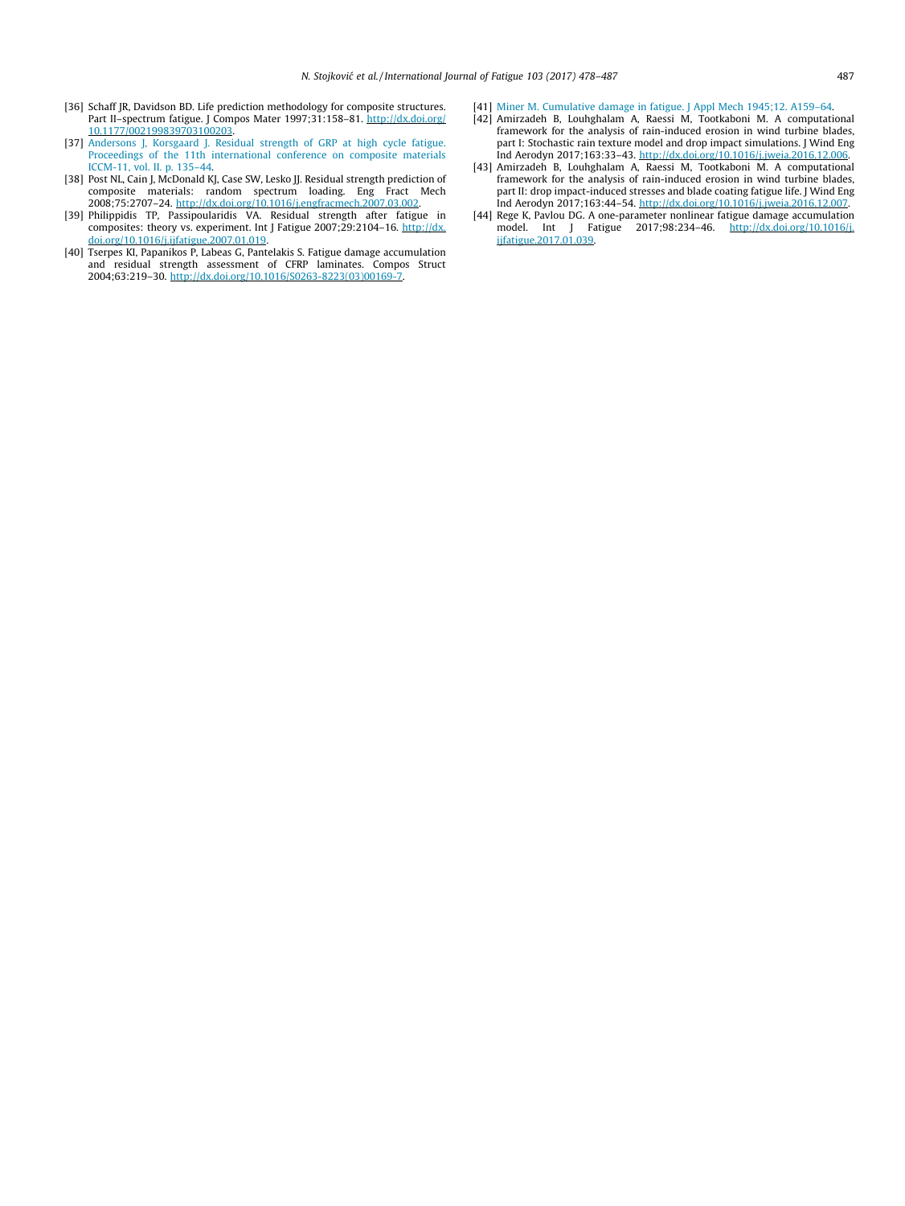[36] Schaff JR, Davidson BD. Life prediction methodology for composite structures. Part II–spectrum fatigue. J Compos Mater 1997;31:158–81. http://dx.doi.org/10.1177/002199839703100203.

[37] Andersons J, Korsgaard J. Residual strength of GRP at high cycle fatigue. Proceedings of the 11th international conference on composite materials ICCM-11, vol. II. p. 135–44.

[38] Post NL, Cain J, McDonald KJ, Case SW, Lesko JJ. Residual strength prediction of composite materials: random spectrum loading. Eng Fract Mech 2008;75:2707–24. http://dx.doi.org/10.1016/j.engfracmech.2007.03.002.

[39] Philippidis TP, Passipoularidis VA. Residual strength after fatigue in composites: theory vs. experiment. Int J Fatigue 2007;29:2104–16. http://dx.doi.org/10.1016/j.ijfatigue.2007.01.019.

[40] Tserpes KI, Papanikos P, Labeas G, Pantelakis S. Fatigue damage accumulation and residual strength assessment of CFRP laminates. Compos Struct 2004;63:219–30. http://dx.doi.org/10.1016/S0263-8223(03)00169-7.

[41] Miner M. Cumulative damage in fatigue. J Appl Mech 1945;12. A159–64.

[42] Amirzadeh B, Louhghalam A, Raessi M, Tootkaboni M. A computational framework for the analysis of rain-induced erosion in wind turbine blades, part I: Stochastic rain texture model and drop impact simulations. J Wind Eng Ind Aerodyn 2017;163:33–43. http://dx.doi.org/10.1016/j.jweia.2016.12.006.

[43] Amirzadeh B, Louhghalam A, Raessi M, Tootkaboni M. A computational framework for the analysis of rain-induced erosion in wind turbine blades, part II: drop impact-induced stresses and blade coating fatigue life. J Wind Eng Ind Aerodyn 2017;163:44–54. http://dx.doi.org/10.1016/j.jweia.2016.12.007.

[44] Rege K, Pavlou DG. A one-parameter nonlinear fatigue damage accumulation model. Int J Fatigue 2017;98:234–46. http://dx.doi.org/10.1016/j.ijfatigue.2017.01.039.